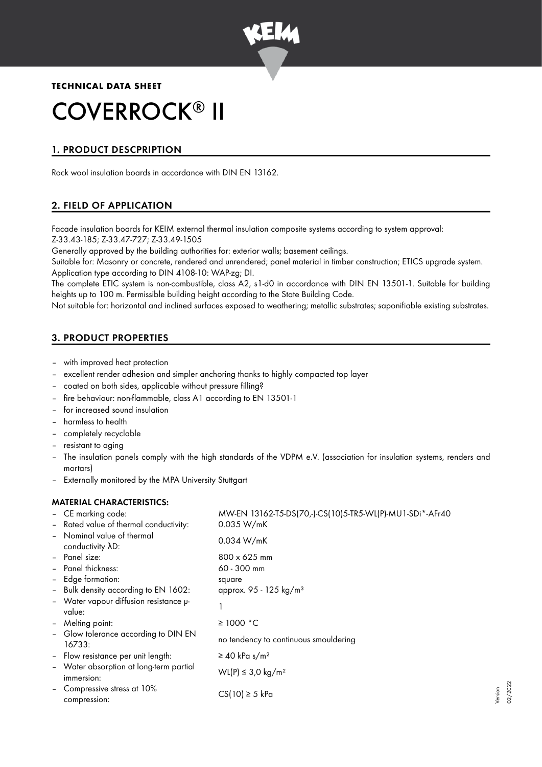**TECHNICAL DATA SHEET**

# COVERROCK® II

## 1. PRODUCT DESCPRIPTION

Rock wool insulation boards in accordance with DIN EN 13162.

## 2. FIELD OF APPLICATION

Facade insulation boards for KEIM external thermal insulation composite systems according to system approval:
Z-33.43-185; Z-33.47-727; Z-33.49-1505

Generally approved by the building authorities for: exterior walls; basement ceilings.

Suitable for: Masonry or concrete, rendered and unrendered; panel material in timber construction; ETICS upgrade system.

Application type according to DIN 4108-10: WAP-zg; DI.

The complete ETIC system is non-combustible, class A2, s1-d0 in accordance with DIN EN 13501-1. Suitable for building heights up to 100 m. Permissible building height according to the State Building Code.

Not suitable for: horizontal and inclined surfaces exposed to weathering; metallic substrates; saponifiable existing substrates.

## 3. PRODUCT PROPERTIES

- with improved heat protection
- excellent render adhesion and simpler anchoring thanks to highly compacted top layer
- coated on both sides, applicable without pressure filling?
- fire behaviour: non-flammable, class A1 according to EN 13501-1
- for increased sound insulation
- harmless to health
- completely recyclable
- resistant to aging
- The insulation panels comply with the high standards of the VDPM e.V. (association for insulation systems, renders and mortars)
- Externally monitored by the MPA University Stuttgart

### MATERIAL CHARACTERISTICS:

| | |
|---|---|
| – CE marking code: | MW-EN 13162-T5-DS(70,-)-CS(10)5-TR5-WL(P)-MU1-SDi*-AFr40 |
| – Rated value of thermal conductivity: | 0.035 W/mK |
| – Nominal value of thermal conductivity λD: | 0.034 W/mK |
| – Panel size: | 800 x 625 mm |
| – Panel thickness: | 60 - 300 mm |
| – Edge formation: | square |
| – Bulk density according to EN 1602: | approx. 95 - 125 kg/m³ |
| – Water vapour diffusion resistance μ-value: | 1 |
| – Melting point: | ≥ 1000 °C |
| – Glow tolerance according to DIN EN 16733: | no tendency to continuous smouldering |
| – Flow resistance per unit length: | ≥ 40 kPa s/m² |
| – Water absorption at long-term partial immersion: | WL(P) ≤ 3,0 kg/m² |
| – Compressive stress at 10% compression: | CS(10) ≥ 5 kPa |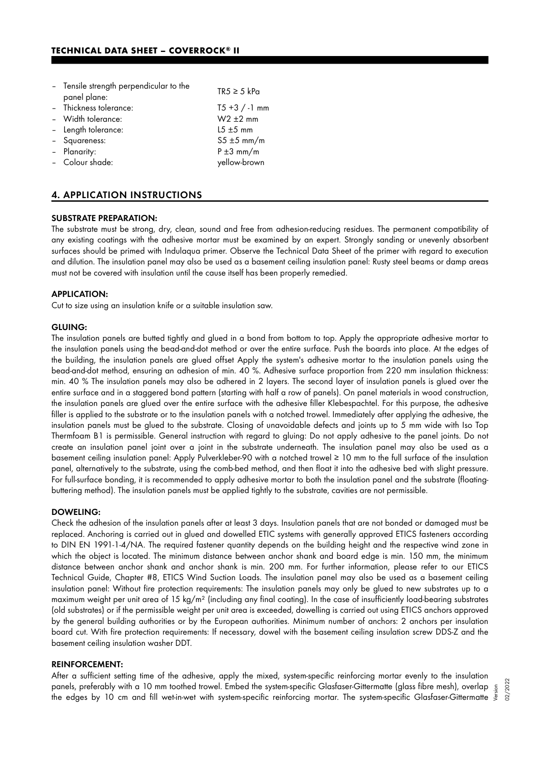- Tensile strength perpendicular to the panel plane: TR5 ≥ 5 kPa
- Thickness tolerance: T5 +3 / -1 mm
- Width tolerance: W2 ±2 mm
- Length tolerance: L5 ±5 mm
- Squareness: S5 ±5 mm/m
- Planarity: P ±3 mm/m
- Colour shade: yellow-brown

## 4. APPLICATION INSTRUCTIONS

### SUBSTRATE PREPARATION:

The substrate must be strong, dry, clean, sound and free from adhesion-reducing residues. The permanent compatibility of any existing coatings with the adhesive mortar must be examined by an expert. Strongly sanding or unevenly absorbent surfaces should be primed with Indulaqua primer. Observe the Technical Data Sheet of the primer with regard to execution and dilution. The insulation panel may also be used as a basement ceiling insulation panel: Rusty steel beams or damp areas must not be covered with insulation until the cause itself has been properly remedied.

### APPLICATION:

Cut to size using an insulation knife or a suitable insulation saw.

### GLUING:

The insulation panels are butted tightly and glued in a bond from bottom to top. Apply the appropriate adhesive mortar to the insulation panels using the bead-and-dot method or over the entire surface. Push the boards into place. At the edges of the building, the insulation panels are glued offset Apply the system's adhesive mortar to the insulation panels using the bead-and-dot method, ensuring an adhesion of min. 40 %. Adhesive surface proportion from 220 mm insulation thickness: min. 40 % The insulation panels may also be adhered in 2 layers. The second layer of insulation panels is glued over the entire surface and in a staggered bond pattern (starting with half a row of panels). On panel materials in wood construction, the insulation panels are glued over the entire surface with the adhesive filler Klebespachtel. For this purpose, the adhesive filler is applied to the substrate or to the insulation panels with a notched trowel. Immediately after applying the adhesive, the insulation panels must be glued to the substrate. Closing of unavoidable defects and joints up to 5 mm wide with Iso Top Thermfoam B1 is permissible. General instruction with regard to gluing: Do not apply adhesive to the panel joints. Do not create an insulation panel joint over a joint in the substrate underneath. The insulation panel may also be used as a basement ceiling insulation panel: Apply Pulverkleber-90 with a notched trowel ≥ 10 mm to the full surface of the insulation panel, alternatively to the substrate, using the comb-bed method, and then float it into the adhesive bed with slight pressure. For full-surface bonding, it is recommended to apply adhesive mortar to both the insulation panel and the substrate (floating-buttering method). The insulation panels must be applied tightly to the substrate, cavities are not permissible.

### DOWELING:

Check the adhesion of the insulation panels after at least 3 days. Insulation panels that are not bonded or damaged must be replaced. Anchoring is carried out in glued and dowelled ETIC systems with generally approved ETICS fasteners according to DIN EN 1991-1-4/NA. The required fastener quantity depends on the building height and the respective wind zone in which the object is located. The minimum distance between anchor shank and board edge is min. 150 mm, the minimum distance between anchor shank and anchor shank is min. 200 mm. For further information, please refer to our ETICS Technical Guide, Chapter #8, ETICS Wind Suction Loads. The insulation panel may also be used as a basement ceiling insulation panel: Without fire protection requirements: The insulation panels may only be glued to new substrates up to a maximum weight per unit area of 15 kg/m² (including any final coating). In the case of insufficiently load-bearing substrates (old substrates) or if the permissible weight per unit area is exceeded, dowelling is carried out using ETICS anchors approved by the general building authorities or by the European authorities. Minimum number of anchors: 2 anchors per insulation board cut. With fire protection requirements: If necessary, dowel with the basement ceiling insulation screw DDS-Z and the basement ceiling insulation washer DDT.

### REINFORCEMENT:

After a sufficient setting time of the adhesive, apply the mixed, system-specific reinforcing mortar evenly to the insulation panels, preferably with a 10 mm toothed trowel. Embed the system-specific Glasfaser-Gittermatte (glass fibre mesh), overlap the edges by 10 cm and fill wet-in-wet with system-specific reinforcing mortar. The system-specific Glasfaser-Gittermatte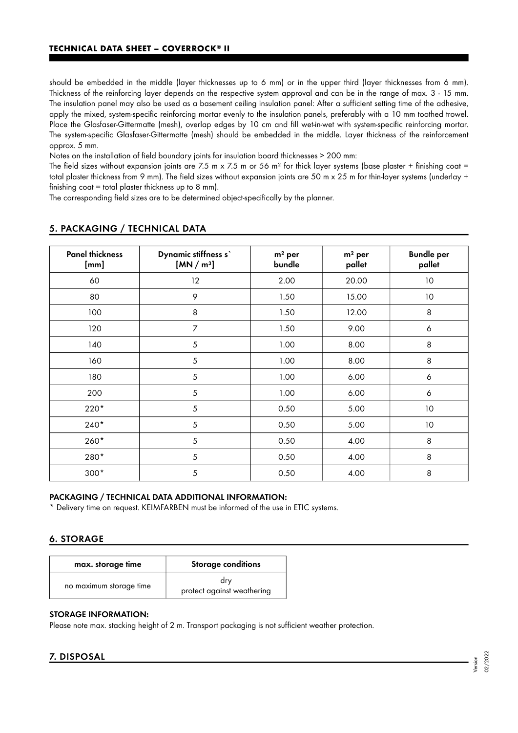should be embedded in the middle (layer thicknesses up to 6 mm) or in the upper third (layer thicknesses from 6 mm). Thickness of the reinforcing layer depends on the respective system approval and can be in the range of max. 3 - 15 mm. The insulation panel may also be used as a basement ceiling insulation panel: After a sufficient setting time of the adhesive, apply the mixed, system-specific reinforcing mortar evenly to the insulation panels, preferably with a 10 mm toothed trowel. Place the Glasfaser-Gittermatte (mesh), overlap edges by 10 cm and fill wet-in-wet with system-specific reinforcing mortar. The system-specific Glasfaser-Gittermatte (mesh) should be embedded in the middle. Layer thickness of the reinforcement approx. 5 mm.

Notes on the installation of field boundary joints for insulation board thicknesses > 200 mm:

The field sizes without expansion joints are 7.5 m x 7.5 m or 56 m² for thick layer systems (base plaster + finishing coat = total plaster thickness from 9 mm). The field sizes without expansion joints are 50 m x 25 m for thin-layer systems (underlay + finishing coat = total plaster thickness up to 8 mm).

The corresponding field sizes are to be determined object-specifically by the planner.

## 5. PACKAGING / TECHNICAL DATA

| Panel thickness [mm] | Dynamic stiffness s` [MN / m³] | m² per bundle | m² per pallet | Bundle per pallet |
|---|---|---|---|---|
| 60 | 12 | 2.00 | 20.00 | 10 |
| 80 | 9 | 1.50 | 15.00 | 10 |
| 100 | 8 | 1.50 | 12.00 | 8 |
| 120 | 7 | 1.50 | 9.00 | 6 |
| 140 | 5 | 1.00 | 8.00 | 8 |
| 160 | 5 | 1.00 | 8.00 | 8 |
| 180 | 5 | 1.00 | 6.00 | 6 |
| 200 | 5 | 1.00 | 6.00 | 6 |
| 220* | 5 | 0.50 | 5.00 | 10 |
| 240* | 5 | 0.50 | 5.00 | 10 |
| 260* | 5 | 0.50 | 4.00 | 8 |
| 280* | 5 | 0.50 | 4.00 | 8 |
| 300* | 5 | 0.50 | 4.00 | 8 |

### PACKAGING / TECHNICAL DATA ADDITIONAL INFORMATION:

* Delivery time on request. KEIMFARBEN must be informed of the use in ETIC systems.

## 6. STORAGE

| max. storage time | Storage conditions |
|---|---|
| no maximum storage time | dry<br>protect against weathering |

### STORAGE INFORMATION:

Please note max. stacking height of 2 m. Transport packaging is not sufficient weather protection.

## 7. DISPOSAL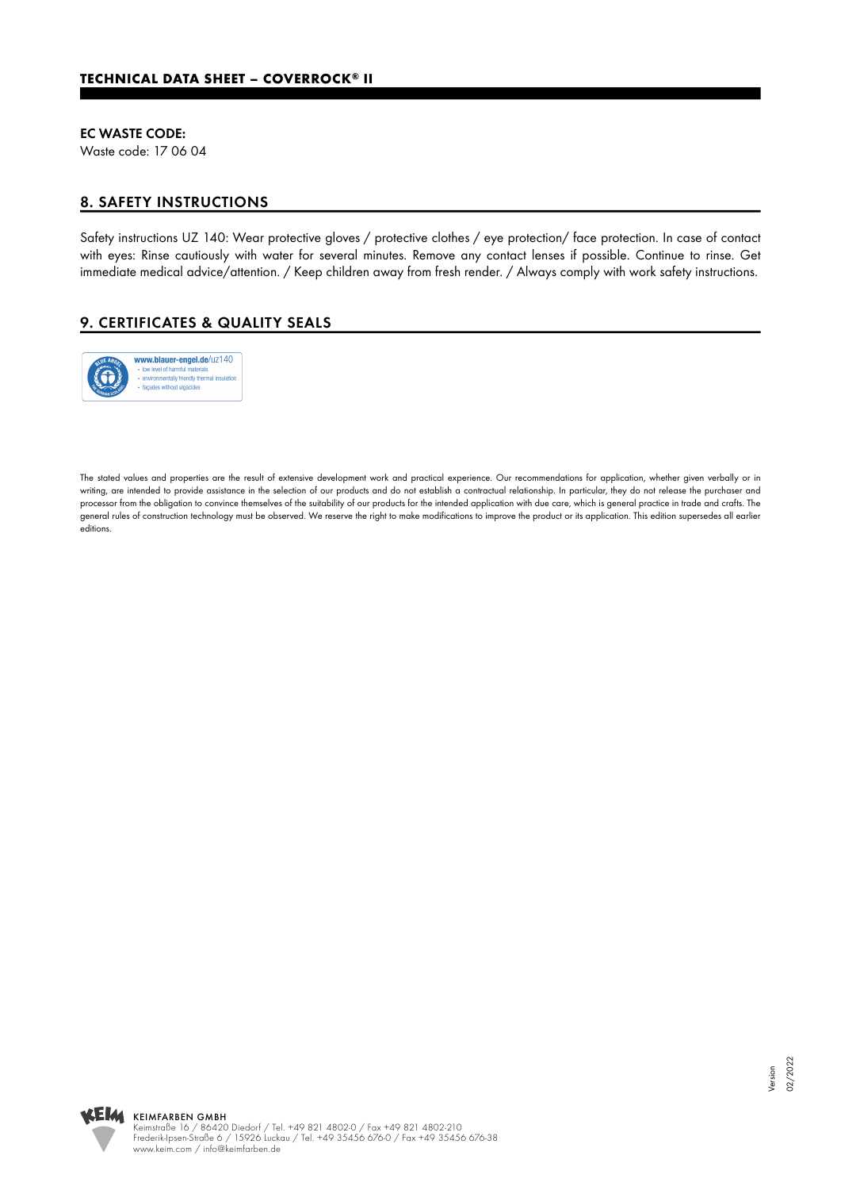**EC WASTE CODE:**

Waste code: 17 06 04

## 8. SAFETY INSTRUCTIONS

Safety instructions UZ 140: Wear protective gloves / protective clothes / eye protection/ face protection. In case of contact with eyes: Rinse cautiously with water for several minutes. Remove any contact lenses if possible. Continue to rinse. Get immediate medical advice/attention. / Keep children away from fresh render. / Always comply with work safety instructions.

## 9. CERTIFICATES & QUALITY SEALS

www.blauer-engel.de/uz140
- low level of harmful materials
- environmentally friendly thermal insulation
- façades without algaecides

The stated values and properties are the result of extensive development work and practical experience. Our recommendations for application, whether given verbally or in writing, are intended to provide assistance in the selection of our products and do not establish a contractual relationship. In particular, they do not release the purchaser and processor from the obligation to convince themselves of the suitability of our products for the intended application with due care, which is general practice in trade and crafts. The general rules of construction technology must be observed. We reserve the right to make modifications to improve the product or its application. This edition supersedes all earlier editions.